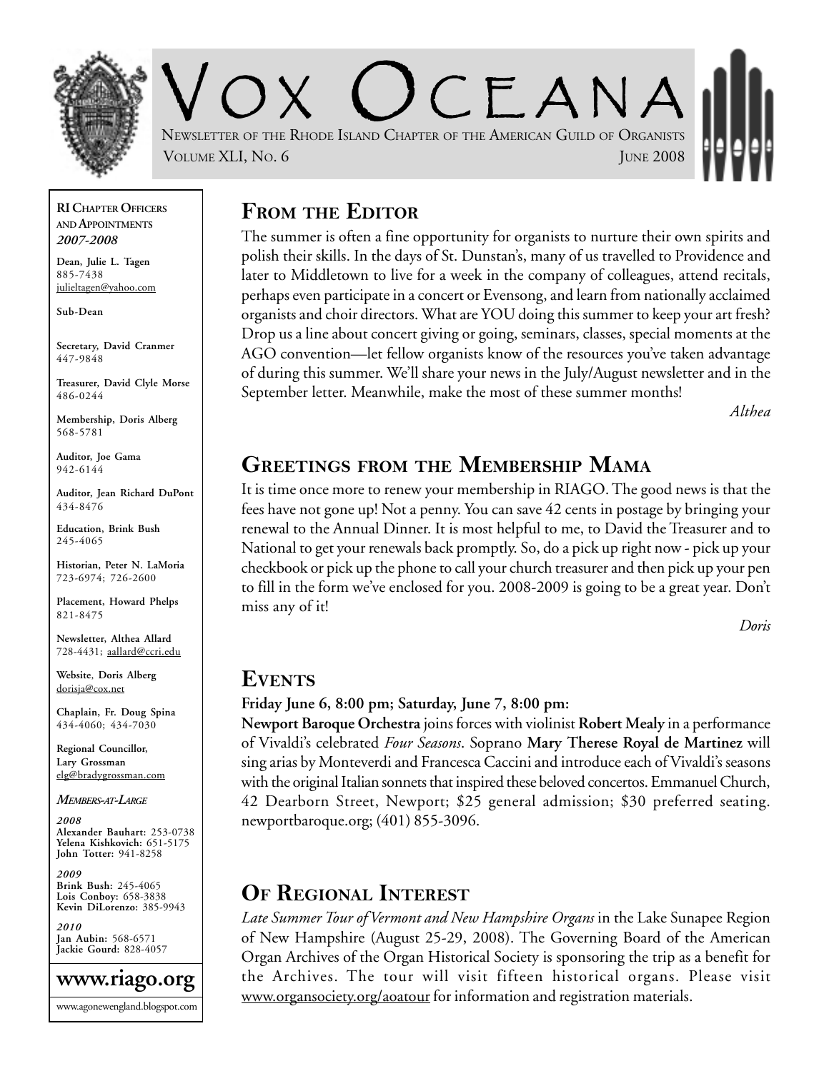# VOX OCEANA

NEWSLETTER OF THE RHODE ISLAND CHAPTER OF THE AMERICAN GUILD OF ORGANISTS

VOLUME XLI, NO. 6 — JUNE 2008

**RI CHAPTER OFFICERS AND APPOINTMENTS**
*2007-2008*

**Dean, Julie L. Tagen**
885-7438
julieltagen@yahoo.com

**Sub-Dean**

**Secretary, David Cranmer**
447-9848

**Treasurer, David Clyle Morse**
486-0244

**Membership, Doris Alberg**
568-5781

**Auditor, Joe Gama**
942-6144

**Auditor, Jean Richard DuPont**
434-8476

**Education, Brink Bush**
245-4065

**Historian, Peter N. LaMoria**
723-6974; 726-2600

**Placement, Howard Phelps**
821-8475

**Newsletter, Althea Allard**
728-4431; aallard@ccri.edu

**Website, Doris Alberg**
dorisja@cox.net

**Chaplain, Fr. Doug Spina**
434-4060; 434-7030

**Regional Councillor, Lary Grossman**
elg@bradygrossman.com

***MEMBERS-AT-LARGE***

***2008***
**Alexander Bauhart:** 253-0738
**Yelena Kishkovich:** 651-5175
**John Totter:** 941-8258

***2009***
**Brink Bush:** 245-4065
**Lois Conboy:** 658-3838
**Kevin DiLorenzo:** 385-9943

***2010***
**Jan Aubin:** 568-6571
**Jackie Gourd:** 828-4057

**www.riago.org**

www.agonewengland.blogspot.com

## FROM THE EDITOR

The summer is often a fine opportunity for organists to nurture their own spirits and polish their skills. In the days of St. Dunstan's, many of us travelled to Providence and later to Middletown to live for a week in the company of colleagues, attend recitals, perhaps even participate in a concert or Evensong, and learn from nationally acclaimed organists and choir directors. What are YOU doing this summer to keep your art fresh? Drop us a line about concert giving or going, seminars, classes, special moments at the AGO convention—let fellow organists know of the resources you've taken advantage of during this summer. We'll share your news in the July/August newsletter and in the September letter. Meanwhile, make the most of these summer months!

*Althea*

## GREETINGS FROM THE MEMBERSHIP MAMA

It is time once more to renew your membership in RIAGO. The good news is that the fees have not gone up! Not a penny. You can save 42 cents in postage by bringing your renewal to the Annual Dinner. It is most helpful to me, to David the Treasurer and to National to get your renewals back promptly. So, do a pick up right now - pick up your checkbook or pick up the phone to call your church treasurer and then pick up your pen to fill in the form we've enclosed for you. 2008-2009 is going to be a great year. Don't miss any of it!

*Doris*

## EVENTS

**Friday June 6, 8:00 pm; Saturday, June 7, 8:00 pm:**
**Newport Baroque Orchestra** joins forces with violinist **Robert Mealy** in a performance of Vivaldi's celebrated *Four Seasons*. Soprano **Mary Therese Royal de Martinez** will sing arias by Monteverdi and Francesca Caccini and introduce each of Vivaldi's seasons with the original Italian sonnets that inspired these beloved concertos. Emmanuel Church, 42 Dearborn Street, Newport; $25 general admission; $30 preferred seating. newportbaroque.org; (401) 855-3096.

## OF REGIONAL INTEREST

*Late Summer Tour of Vermont and New Hampshire Organs* in the Lake Sunapee Region of New Hampshire (August 25-29, 2008). The Governing Board of the American Organ Archives of the Organ Historical Society is sponsoring the trip as a benefit for the Archives. The tour will visit fifteen historical organs. Please visit www.organsociety.org/aoatour for information and registration materials.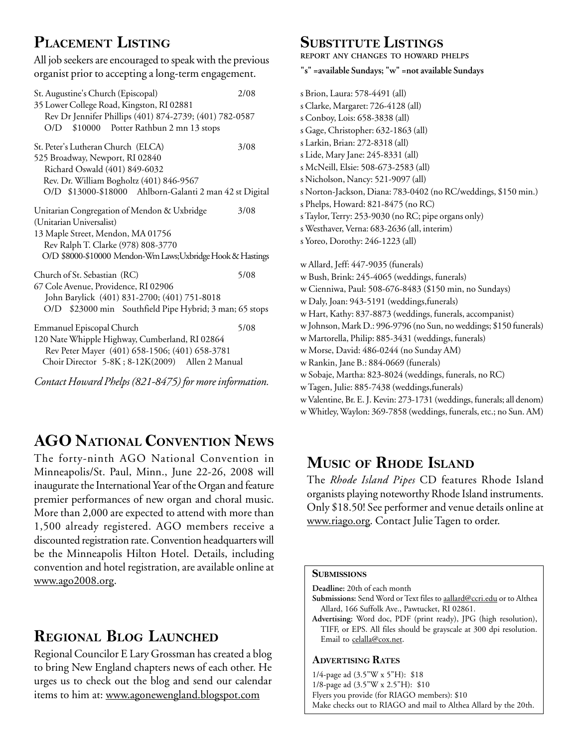## Placement Listing

All job seekers are encouraged to speak with the previous organist prior to accepting a long-term engagement.

St. Augustine's Church (Episcopal) 2/08
35 Lower College Road, Kingston, RI 02881
Rev Dr Jennifer Phillips (401) 874-2739; (401) 782-0587
O/D $10000 Potter Rathbun 2 mn 13 stops

St. Peter's Lutheran Church (ELCA) 3/08
525 Broadway, Newport, RI 02840
Richard Oswald (401) 849-6032
Rev. Dr. William Bogholtz (401) 846-9567
O/D $13000-$18000 Ahlborn-Galanti 2 man 42 st Digital

Unitarian Congregation of Mendon & Uxbridge 3/08
(Unitarian Universalist)
13 Maple Street, Mendon, MA 01756
Rev Ralph T. Clarke (978) 808-3770
O/D $8000-$10000 Mendon-Wm Laws;Uxbridge Hook & Hastings

Church of St. Sebastian (RC) 5/08
67 Cole Avenue, Providence, RI 02906
John Barylick (401) 831-2700; (401) 751-8018
O/D $23000 min Southfield Pipe Hybrid; 3 man; 65 stops

Emmanuel Episcopal Church 5/08
120 Nate Whipple Highway, Cumberland, RI 02864
Rev Peter Mayer (401) 658-1506; (401) 658-3781
Choir Director 5-8K ; 8-12K(2009) Allen 2 Manual

*Contact Howard Phelps (821-8475) for more information.*

## Substitute Listings

REPORT ANY CHANGES TO HOWARD PHELPS

**"s" =available Sundays; "w" =not available Sundays**

s Brion, Laura: 578-4491 (all)
s Clarke, Margaret: 726-4128 (all)
s Conboy, Lois: 658-3838 (all)
s Gage, Christopher: 632-1863 (all)
s Larkin, Brian: 272-8318 (all)
s Lide, Mary Jane: 245-8331 (all)
s McNeill, Elsie: 508-673-2583 (all)
s Nicholson, Nancy: 521-9097 (all)
s Norton-Jackson, Diana: 783-0402 (no RC/weddings, $150 min.)
s Phelps, Howard: 821-8475 (no RC)
s Taylor, Terry: 253-9030 (no RC; pipe organs only)
s Westhaver, Verna: 683-2636 (all, interim)
s Yoreo, Dorothy: 246-1223 (all)

w Allard, Jeff: 447-9035 (funerals)
w Bush, Brink: 245-4065 (weddings, funerals)
w Cienniwa, Paul: 508-676-8483 ($150 min, no Sundays)
w Daly, Joan: 943-5191 (weddings,funerals)
w Hart, Kathy: 837-8873 (weddings, funerals, accompanist)
w Johnson, Mark D.: 996-9796 (no Sun, no weddings; $150 funerals)
w Martorella, Philip: 885-3431 (weddings, funerals)
w Morse, David: 486-0244 (no Sunday AM)
w Rankin, Jane B.: 884-0669 (funerals)
w Sobaje, Martha: 823-8024 (weddings, funerals, no RC)
w Tagen, Julie: 885-7438 (weddings,funerals)
w Valentine, Br. E. J. Kevin: 273-1731 (weddings, funerals; all denom)
w Whitley, Waylon: 369-7858 (weddings, funerals, etc.; no Sun. AM)

## AGO National Convention News

The forty-ninth AGO National Convention in Minneapolis/St. Paul, Minn., June 22-26, 2008 will inaugurate the International Year of the Organ and feature premier performances of new organ and choral music. More than 2,000 are expected to attend with more than 1,500 already registered. AGO members receive a discounted registration rate. Convention headquarters will be the Minneapolis Hilton Hotel. Details, including convention and hotel registration, are available online at www.ago2008.org.

## Regional Blog Launched

Regional Councilor E Lary Grossman has created a blog to bring New England chapters news of each other. He urges us to check out the blog and send our calendar items to him at: www.agonewengland.blogspot.com

## Music of Rhode Island

The *Rhode Island Pipes* CD features Rhode Island organists playing noteworthy Rhode Island instruments. Only $18.50! See performer and venue details online at www.riago.org. Contact Julie Tagen to order.

### Submissions

**Deadline:** 20th of each month
**Submissions:** Send Word or Text files to aallard@ccri.edu or to Althea Allard, 166 Suffolk Ave., Pawtucket, RI 02861.
**Advertising:** Word doc, PDF (print ready), JPG (high resolution), TIFF, or EPS. All files should be grayscale at 300 dpi resolution. Email to celalla@cox.net.

### Advertising Rates

1/4-page ad (3.5"W x 5"H): $18
1/8-page ad (3.5"W x 2.5"H): $10
Flyers you provide (for RIAGO members): $10
Make checks out to RIAGO and mail to Althea Allard by the 20th.